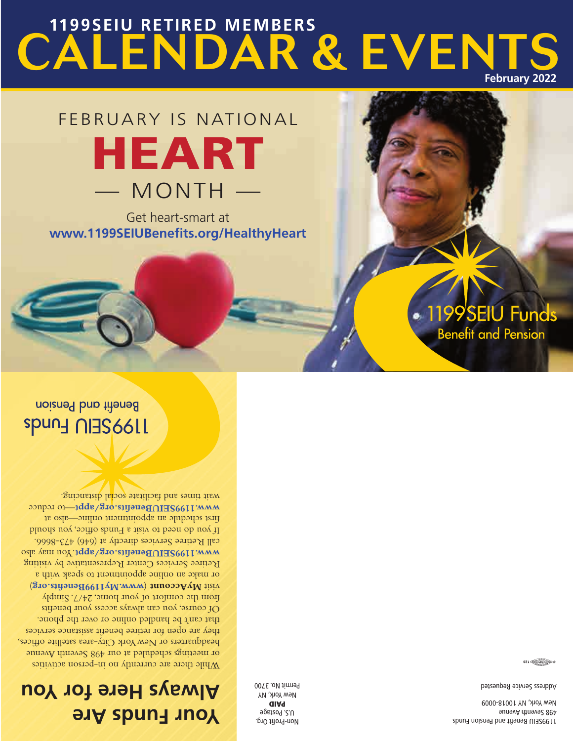# 1199SEIU RETIRED MEMBERS CALENDAR & EVENTS

February 2022

## FEBRUARY IS NATIONAL HEART — MONTH —

Get heart-smart at **www.1199SEIUBenefits.org/HealthyHeart**

1199SEIU Funds
Benefit and Pension

## Your Funds Are Always Here for You

While there are currently no in-person activities or meetings scheduled at our 498 Seventh Avenue headquarters or New York City-area satellite offices, they are open for retiree benefit assistance services that can't be handled online or over the phone.

Of course, you can always access your benefits from the comfort of your home, 24/7. Simply visit **MyAccount** (**www.My1199Benefits.org**) or make an online appointment to speak with a Retiree Services Center Representative by visiting **www.1199SEIUBenefits.org/appt**. You may also call Retiree Services directly at (646) 473-8666.

If you do need to visit a Funds office, you should first schedule an appointment online—also at **www.1199SEIUBenefits.org/appt**—to reduce wait times and facilitate social distancing.

1199SEIU Funds
Benefit and Pension

Non-Profit Org.
U.S. Postage
**PAID**
New York, NY
Permit No. 3700

1199SEIU Benefit and Pension Funds
498 Seventh Avenue
New York, NY 10018-0009

Address Service Requested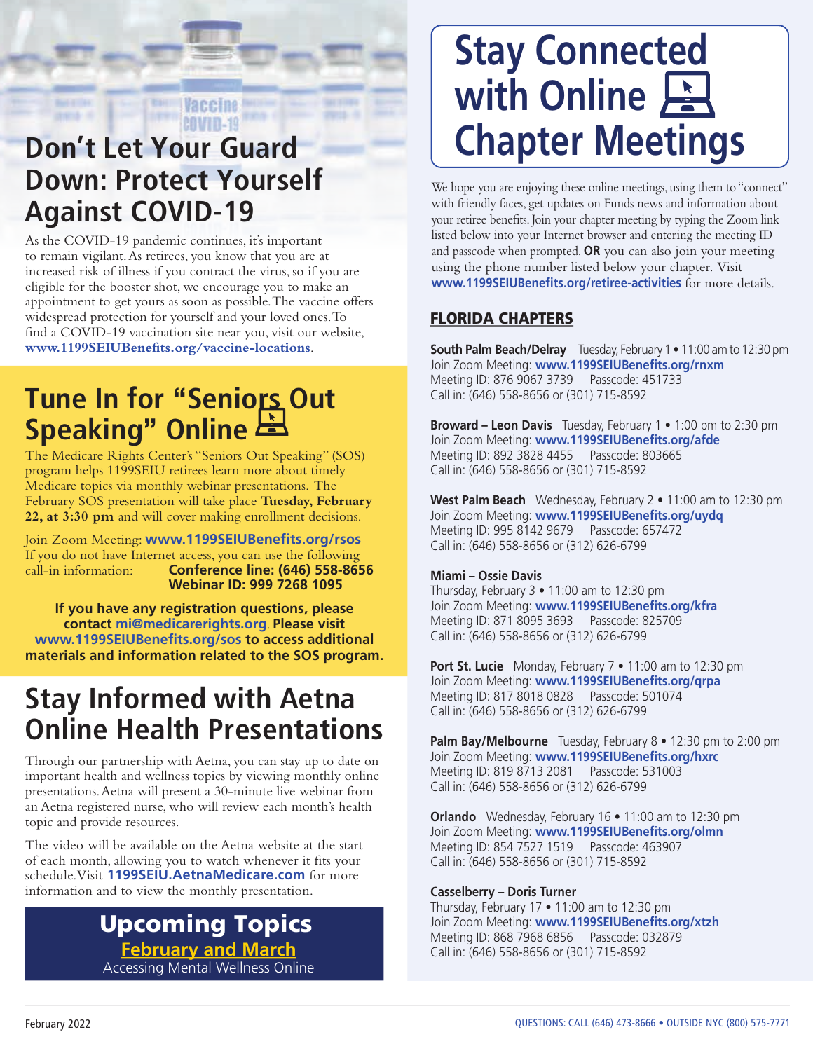# Don't Let Your Guard Down: Protect Yourself Against COVID-19

As the COVID-19 pandemic continues, it's important to remain vigilant. As retirees, you know that you are at increased risk of illness if you contract the virus, so if you are eligible for the booster shot, we encourage you to make an appointment to get yours as soon as possible. The vaccine offers widespread protection for yourself and your loved ones. To find a COVID-19 vaccination site near you, visit our website, **www.1199SEIUBenefits.org/vaccine-locations**.

# Tune In for "Seniors Out Speaking" Online

The Medicare Rights Center's "Seniors Out Speaking" (SOS) program helps 1199SEIU retirees learn more about timely Medicare topics via monthly webinar presentations. The February SOS presentation will take place **Tuesday, February 22, at 3:30 pm** and will cover making enrollment decisions.

Join Zoom Meeting: **www.1199SEIUBenefits.org/rsos**
If you do not have Internet access, you can use the following call-in information: **Conference line: (646) 558-8656**
**Webinar ID: 999 7268 1095**

**If you have any registration questions, please contact mi@medicarerights.org. Please visit www.1199SEIUBenefits.org/sos to access additional materials and information related to the SOS program.**

# Stay Informed with Aetna Online Health Presentations

Through our partnership with Aetna, you can stay up to date on important health and wellness topics by viewing monthly online presentations. Aetna will present a 30-minute live webinar from an Aetna registered nurse, who will review each month's health topic and provide resources.

The video will be available on the Aetna website at the start of each month, allowing you to watch whenever it fits your schedule. Visit **1199SEIU.AetnaMedicare.com** for more information and to view the monthly presentation.

## Upcoming Topics

**February and March**
Accessing Mental Wellness Online

# Stay Connected with Online Chapter Meetings

We hope you are enjoying these online meetings, using them to "connect" with friendly faces, get updates on Funds news and information about your retiree benefits. Join your chapter meeting by typing the Zoom link listed below into your Internet browser and entering the meeting ID and passcode when prompted. **OR** you can also join your meeting using the phone number listed below your chapter. Visit **www.1199SEIUBenefits.org/retiree-activities** for more details.

## FLORIDA CHAPTERS

**South Palm Beach/Delray** Tuesday, February 1 • 11:00 am to 12:30 pm
Join Zoom Meeting: **www.1199SEIUBenefits.org/rnxm**
Meeting ID: 876 9067 3739 Passcode: 451733
Call in: (646) 558-8656 or (301) 715-8592

**Broward – Leon Davis** Tuesday, February 1 • 1:00 pm to 2:30 pm
Join Zoom Meeting: **www.1199SEIUBenefits.org/afde**
Meeting ID: 892 3828 4455 Passcode: 803665
Call in: (646) 558-8656 or (301) 715-8592

**West Palm Beach** Wednesday, February 2 • 11:00 am to 12:30 pm
Join Zoom Meeting: **www.1199SEIUBenefits.org/uydq**
Meeting ID: 995 8142 9679 Passcode: 657472
Call in: (646) 558-8656 or (312) 626-6799

**Miami – Ossie Davis**
Thursday, February 3 • 11:00 am to 12:30 pm
Join Zoom Meeting: **www.1199SEIUBenefits.org/kfra**
Meeting ID: 871 8095 3693 Passcode: 825709
Call in: (646) 558-8656 or (312) 626-6799

**Port St. Lucie** Monday, February 7 • 11:00 am to 12:30 pm
Join Zoom Meeting: **www.1199SEIUBenefits.org/qrpa**
Meeting ID: 817 8018 0828 Passcode: 501074
Call in: (646) 558-8656 or (312) 626-6799

**Palm Bay/Melbourne** Tuesday, February 8 • 12:30 pm to 2:00 pm
Join Zoom Meeting: **www.1199SEIUBenefits.org/hxrc**
Meeting ID: 819 8713 2081 Passcode: 531003
Call in: (646) 558-8656 or (312) 626-6799

**Orlando** Wednesday, February 16 • 11:00 am to 12:30 pm
Join Zoom Meeting: **www.1199SEIUBenefits.org/olmn**
Meeting ID: 854 7527 1519 Passcode: 463907
Call in: (646) 558-8656 or (301) 715-8592

**Casselberry – Doris Turner**
Thursday, February 17 • 11:00 am to 12:30 pm
Join Zoom Meeting: **www.1199SEIUBenefits.org/xtzh**
Meeting ID: 868 7968 6856 Passcode: 032879
Call in: (646) 558-8656 or (301) 715-8592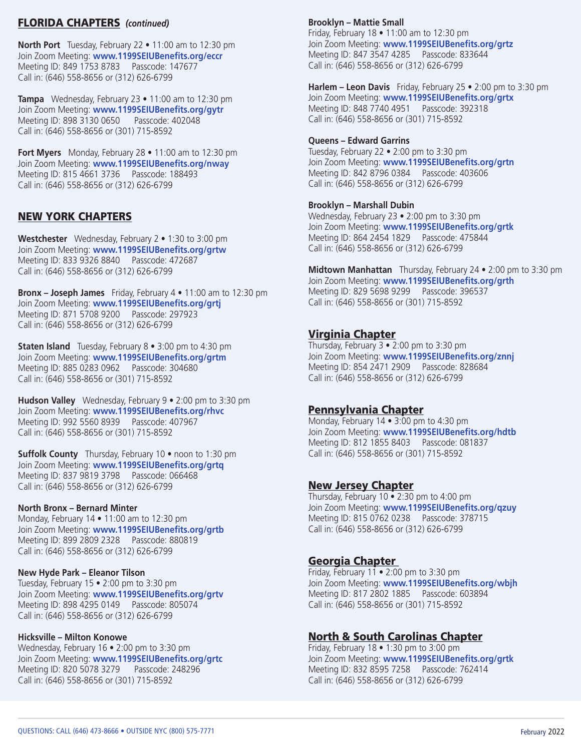## FLORIDA CHAPTERS *(continued)*

**North Port** Tuesday, February 22 • 11:00 am to 12:30 pm
Join Zoom Meeting: **www.1199SEIUBenefits.org/eccr**
Meeting ID: 849 1753 8783 Passcode: 147677
Call in: (646) 558-8656 or (312) 626-6799

**Tampa** Wednesday, February 23 • 11:00 am to 12:30 pm
Join Zoom Meeting: **www.1199SEIUBenefits.org/gytr**
Meeting ID: 898 3130 0650 Passcode: 402048
Call in: (646) 558-8656 or (301) 715-8592

**Fort Myers** Monday, February 28 • 11:00 am to 12:30 pm
Join Zoom Meeting: **www.1199SEIUBenefits.org/nway**
Meeting ID: 815 4661 3736 Passcode: 188493
Call in: (646) 558-8656 or (312) 626-6799

## NEW YORK CHAPTERS

**Westchester** Wednesday, February 2 • 1:30 to 3:00 pm
Join Zoom Meeting: **www.1199SEIUBenefits.org/grtw**
Meeting ID: 833 9326 8840 Passcode: 472687
Call in: (646) 558-8656 or (312) 626-6799

**Bronx – Joseph James** Friday, February 4 • 11:00 am to 12:30 pm
Join Zoom Meeting: **www.1199SEIUBenefits.org/grtj**
Meeting ID: 871 5708 9200 Passcode: 297923
Call in: (646) 558-8656 or (312) 626-6799

**Staten Island** Tuesday, February 8 • 3:00 pm to 4:30 pm
Join Zoom Meeting: **www.1199SEIUBenefits.org/grtm**
Meeting ID: 885 0283 0962 Passcode: 304680
Call in: (646) 558-8656 or (301) 715-8592

**Hudson Valley** Wednesday, February 9 • 2:00 pm to 3:30 pm
Join Zoom Meeting: **www.1199SEIUBenefits.org/rhvc**
Meeting ID: 992 5560 8939 Passcode: 407967
Call in: (646) 558-8656 or (301) 715-8592

**Suffolk County** Thursday, February 10 • noon to 1:30 pm
Join Zoom Meeting: **www.1199SEIUBenefits.org/grtq**
Meeting ID: 837 9819 3798 Passcode: 066468
Call in: (646) 558-8656 or (312) 626-6799

**North Bronx – Bernard Minter**
Monday, February 14 • 11:00 am to 12:30 pm
Join Zoom Meeting: **www.1199SEIUBenefits.org/grtb**
Meeting ID: 899 2809 2328 Passcode: 880819
Call in: (646) 558-8656 or (312) 626-6799

**New Hyde Park – Eleanor Tilson**
Tuesday, February 15 • 2:00 pm to 3:30 pm
Join Zoom Meeting: **www.1199SEIUBenefits.org/grtv**
Meeting ID: 898 4295 0149 Passcode: 805074
Call in: (646) 558-8656 or (312) 626-6799

**Hicksville – Milton Konowe**
Wednesday, February 16 • 2:00 pm to 3:30 pm
Join Zoom Meeting: **www.1199SEIUBenefits.org/grtc**
Meeting ID: 820 5078 3279 Passcode: 248296
Call in: (646) 558-8656 or (301) 715-8592

**Brooklyn – Mattie Small**
Friday, February 18 • 11:00 am to 12:30 pm
Join Zoom Meeting: **www.1199SEIUBenefits.org/grtz**
Meeting ID: 847 3547 4285 Passcode: 833644
Call in: (646) 558-8656 or (312) 626-6799

**Harlem – Leon Davis** Friday, February 25 • 2:00 pm to 3:30 pm
Join Zoom Meeting: **www.1199SEIUBenefits.org/grtx**
Meeting ID: 848 7740 4951 Passcode: 392318
Call in: (646) 558-8656 or (301) 715-8592

**Queens – Edward Garrins**
Tuesday, February 22 • 2:00 pm to 3:30 pm
Join Zoom Meeting: **www.1199SEIUBenefits.org/grtn**
Meeting ID: 842 8796 0384 Passcode: 403606
Call in: (646) 558-8656 or (312) 626-6799

**Brooklyn – Marshall Dubin**
Wednesday, February 23 • 2:00 pm to 3:30 pm
Join Zoom Meeting: **www.1199SEIUBenefits.org/grtk**
Meeting ID: 864 2454 1829 Passcode: 475844
Call in: (646) 558-8656 or (312) 626-6799

**Midtown Manhattan** Thursday, February 24 • 2:00 pm to 3:30 pm
Join Zoom Meeting: **www.1199SEIUBenefits.org/grth**
Meeting ID: 829 5698 9299 Passcode: 396537
Call in: (646) 558-8656 or (301) 715-8592

## Virginia Chapter

Thursday, February 3 • 2:00 pm to 3:30 pm
Join Zoom Meeting: **www.1199SEIUBenefits.org/znnj**
Meeting ID: 854 2471 2909 Passcode: 828684
Call in: (646) 558-8656 or (312) 626-6799

## Pennsylvania Chapter

Monday, February 14 • 3:00 pm to 4:30 pm
Join Zoom Meeting: **www.1199SEIUBenefits.org/hdtb**
Meeting ID: 812 1855 8403 Passcode: 081837
Call in: (646) 558-8656 or (301) 715-8592

## New Jersey Chapter

Thursday, February 10 • 2:30 pm to 4:00 pm
Join Zoom Meeting: **www.1199SEIUBenefits.org/qzuy**
Meeting ID: 815 0762 0238 Passcode: 378715
Call in: (646) 558-8656 or (312) 626-6799

## Georgia Chapter

Friday, February 11 • 2:00 pm to 3:30 pm
Join Zoom Meeting: **www.1199SEIUBenefits.org/wbjh**
Meeting ID: 817 2802 1885 Passcode: 603894
Call in: (646) 558-8656 or (301) 715-8592

## North & South Carolinas Chapter

Friday, February 18 • 1:30 pm to 3:00 pm
Join Zoom Meeting: **www.1199SEIUBenefits.org/grtk**
Meeting ID: 832 8595 7258 Passcode: 762414
Call in: (646) 558-8656 or (312) 626-6799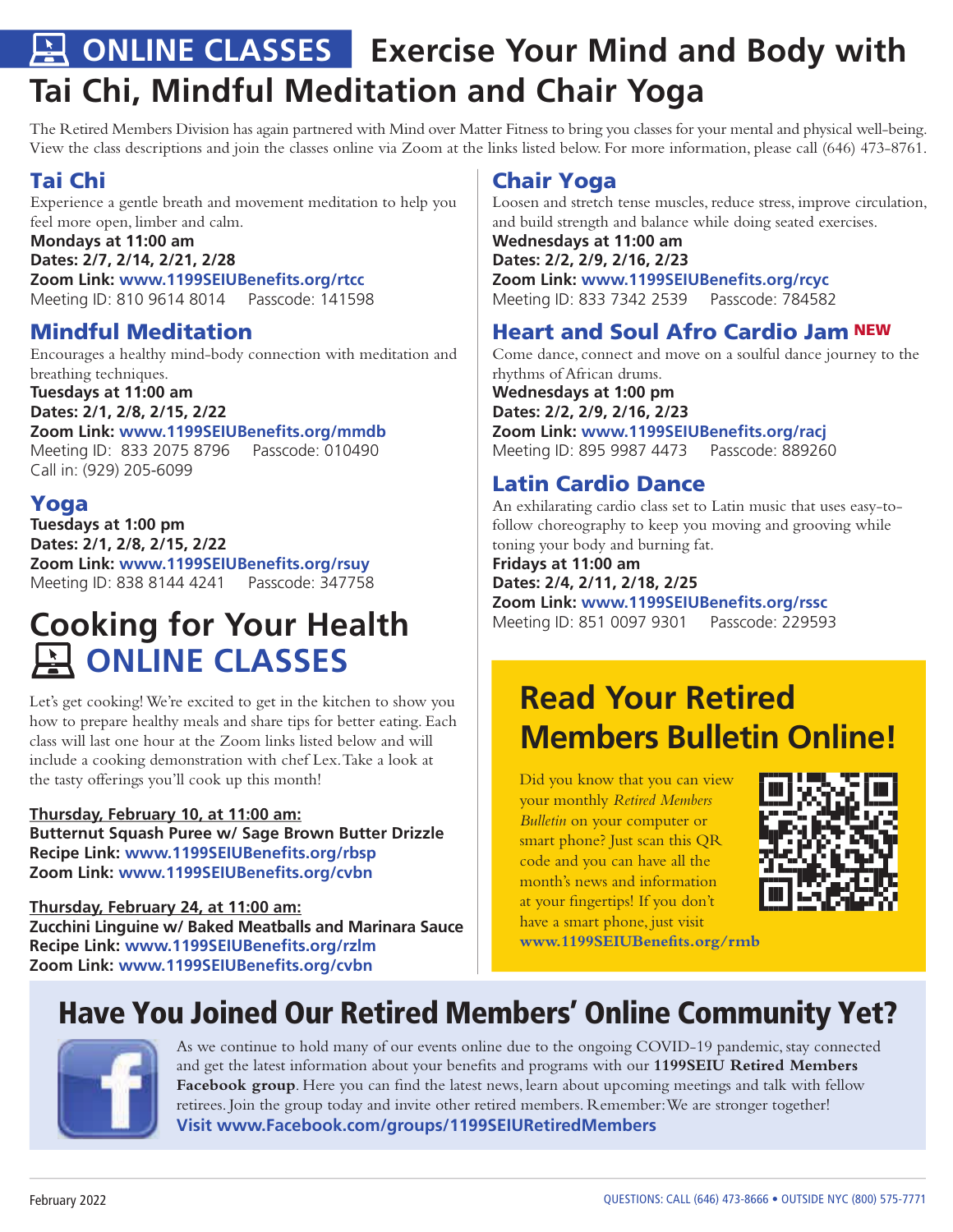# ONLINE CLASSES Exercise Your Mind and Body with Tai Chi, Mindful Meditation and Chair Yoga

The Retired Members Division has again partnered with Mind over Matter Fitness to bring you classes for your mental and physical well-being. View the class descriptions and join the classes online via Zoom at the links listed below. For more information, please call (646) 473-8761.

## Tai Chi

Experience a gentle breath and movement meditation to help you feel more open, limber and calm.

**Mondays at 11:00 am**
**Dates: 2/7, 2/14, 2/21, 2/28**
**Zoom Link: www.1199SEIUBenefits.org/rtcc**
Meeting ID: 810 9614 8014   Passcode: 141598

## Mindful Meditation

Encourages a healthy mind-body connection with meditation and breathing techniques.

**Tuesdays at 11:00 am**
**Dates: 2/1, 2/8, 2/15, 2/22**
**Zoom Link: www.1199SEIUBenefits.org/mmdb**
Meeting ID: 833 2075 8796   Passcode: 010490
Call in: (929) 205-6099

## Yoga

**Tuesdays at 1:00 pm**
**Dates: 2/1, 2/8, 2/15, 2/22**
**Zoom Link: www.1199SEIUBenefits.org/rsuy**
Meeting ID: 838 8144 4241   Passcode: 347758

## Chair Yoga

Loosen and stretch tense muscles, reduce stress, improve circulation, and build strength and balance while doing seated exercises.

**Wednesdays at 11:00 am**
**Dates: 2/2, 2/9, 2/16, 2/23**
**Zoom Link: www.1199SEIUBenefits.org/rcyc**
Meeting ID: 833 7342 2539   Passcode: 784582

## Heart and Soul Afro Cardio Jam NEW

Come dance, connect and move on a soulful dance journey to the rhythms of African drums.

**Wednesdays at 1:00 pm**
**Dates: 2/2, 2/9, 2/16, 2/23**
**Zoom Link: www.1199SEIUBenefits.org/racj**
Meeting ID: 895 9987 4473   Passcode: 889260

## Latin Cardio Dance

An exhilarating cardio class set to Latin music that uses easy-to-follow choreography to keep you moving and grooving while toning your body and burning fat.

**Fridays at 11:00 am**
**Dates: 2/4, 2/11, 2/18, 2/25**
**Zoom Link: www.1199SEIUBenefits.org/rssc**
Meeting ID: 851 0097 9301   Passcode: 229593

# Cooking for Your Health ONLINE CLASSES

Let's get cooking! We're excited to get in the kitchen to show you how to prepare healthy meals and share tips for better eating. Each class will last one hour at the Zoom links listed below and will include a cooking demonstration with chef Lex. Take a look at the tasty offerings you'll cook up this month!

**Thursday, February 10, at 11:00 am:**
**Butternut Squash Puree w/ Sage Brown Butter Drizzle**
**Recipe Link: www.1199SEIUBenefits.org/rbsp**
**Zoom Link: www.1199SEIUBenefits.org/cvbn**

**Thursday, February 24, at 11:00 am:**
**Zucchini Linguine w/ Baked Meatballs and Marinara Sauce**
**Recipe Link: www.1199SEIUBenefits.org/rzlm**
**Zoom Link: www.1199SEIUBenefits.org/cvbn**

# Read Your Retired Members Bulletin Online!

Did you know that you can view your monthly *Retired Members Bulletin* on your computer or smart phone? Just scan this QR code and you can have all the month's news and information at your fingertips! If you don't have a smart phone, just visit **www.1199SEIUBenefits.org/rmb**

# Have You Joined Our Retired Members' Online Community Yet?

As we continue to hold many of our events online due to the ongoing COVID-19 pandemic, stay connected and get the latest information about your benefits and programs with our **1199SEIU Retired Members Facebook group**. Here you can find the latest news, learn about upcoming meetings and talk with fellow retirees. Join the group today and invite other retired members. Remember: We are stronger together!
**Visit www.Facebook.com/groups/1199SEIURetiredMembers**